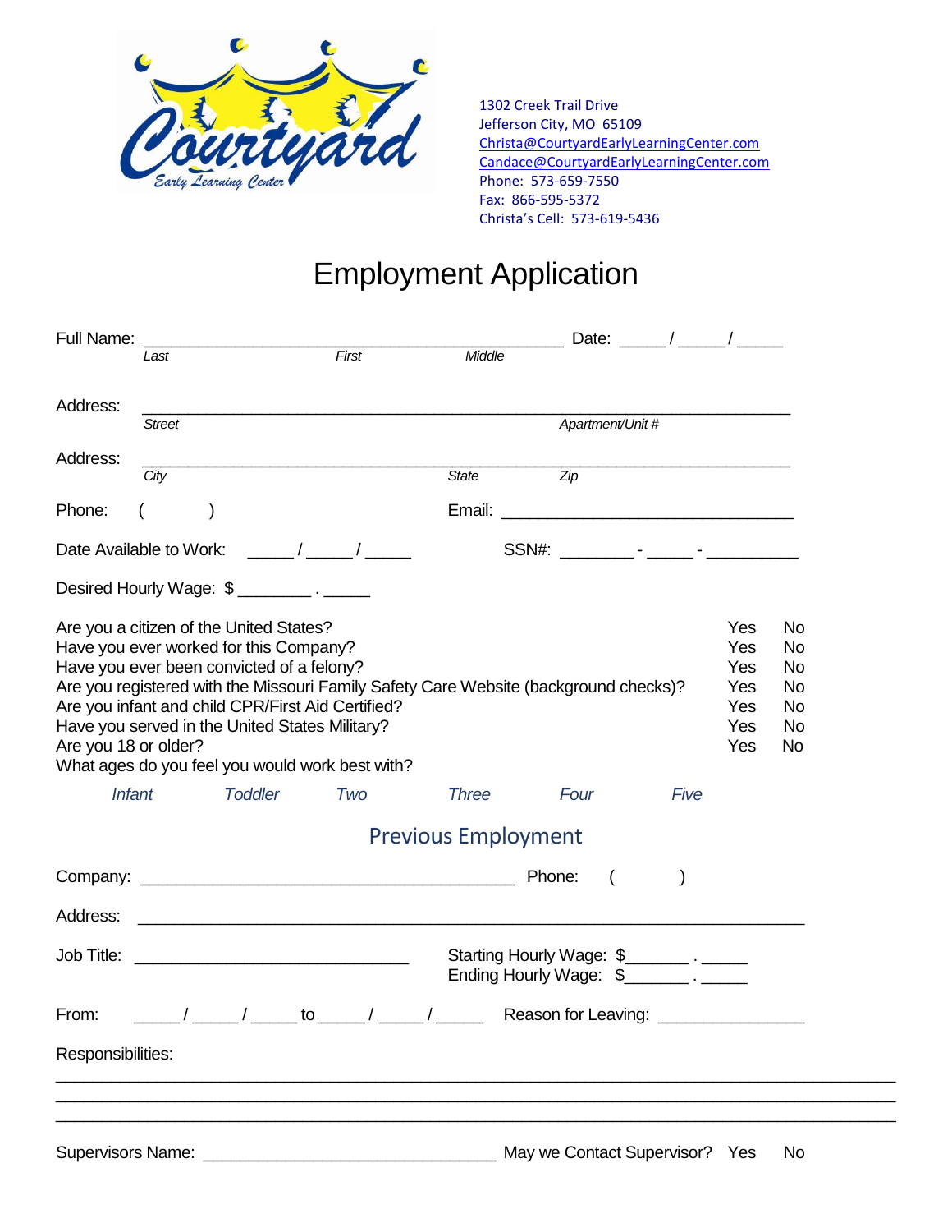Courtyard Early Learning Center

1302 Creek Trail Drive
Jefferson City, MO 65109
Christa@CourtyardEarlyLearningCenter.com
Candace@CourtyardEarlyLearningCenter.com
Phone: 573-659-7550
Fax: 866-595-5372
Christa's Cell: 573-619-5436

# Employment Application

Full Name: ____________________________________________ Date: _____ / _____ / _____
*Last* *First* *Middle*

Address: ______________________________________________________________________
*Street* *Apartment/Unit #*

Address: ______________________________________________________________________
*City* *State* *Zip*

Phone: (       ) Email: ________________________________

Date Available to Work: _____ / _____ / _____ SSN#: ________ - _____ - __________

Desired Hourly Wage: $ ________ . _____

| | | |
|---|---|---|
| Are you a citizen of the United States? | Yes | No |
| Have you ever worked for this Company? | Yes | No |
| Have you ever been convicted of a felony? | Yes | No |
| Are you registered with the Missouri Family Safety Care Website (background checks)? | Yes | No |
| Are you infant and child CPR/First Aid Certified? | Yes | No |
| Have you served in the United States Military? | Yes | No |
| Are you 18 or older? | Yes | No |

What ages do you feel you would work best with?

*Infant* *Toddler* *Two* *Three* *Four* *Five*

## Previous Employment

Company: ________________________________________ Phone: (       )

Address: ______________________________________________________________________

Job Title: ______________________________ Starting Hourly Wage: $_______ . _____
Ending Hourly Wage: $_______ . _____

From: _____ / _____ / _____ to _____ / _____ / _____ Reason for Leaving: _______________

Responsibilities:

___________________________________________________________________________________
___________________________________________________________________________________
___________________________________________________________________________________

Supervisors Name: ________________________________ May we Contact Supervisor? Yes No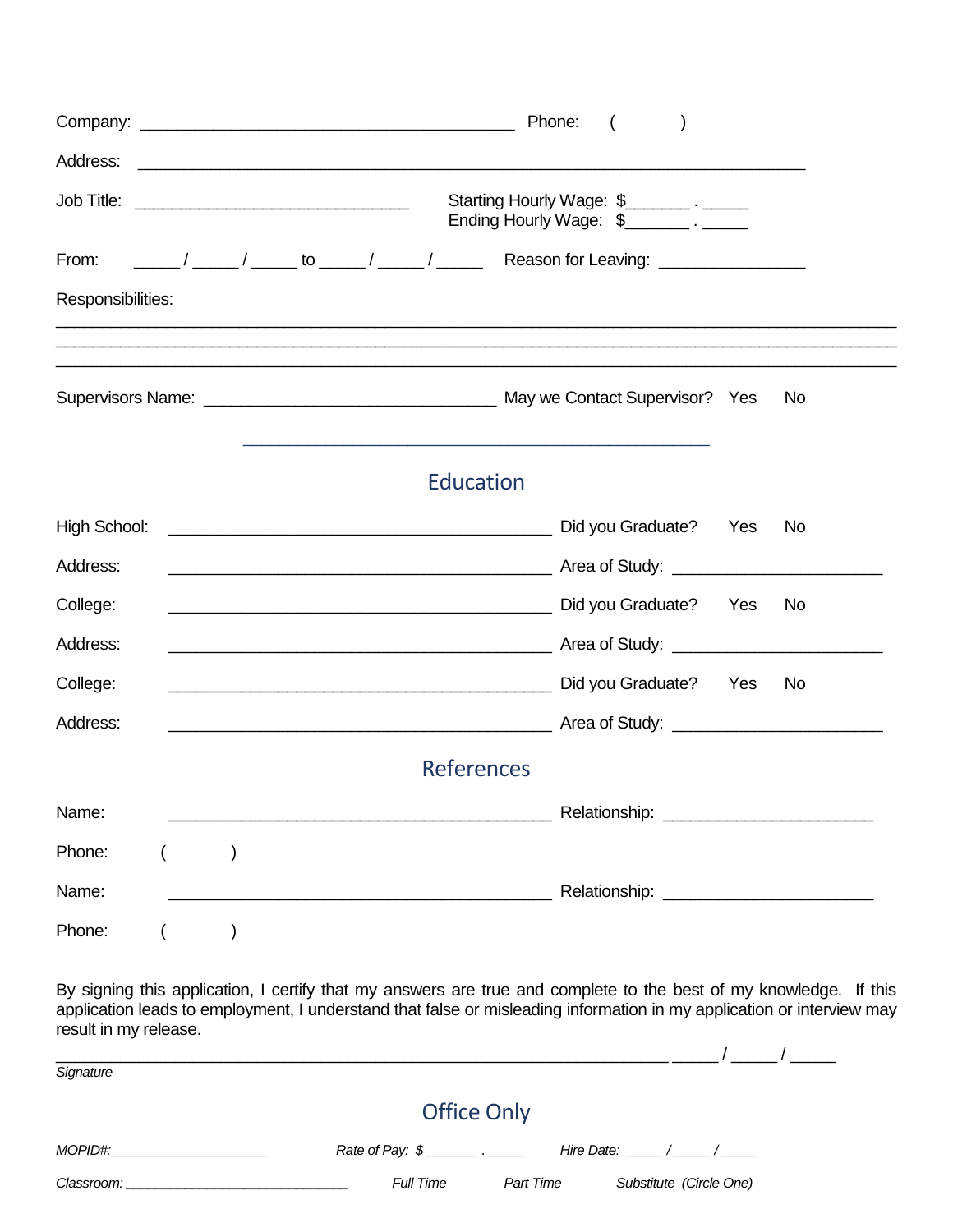Company: ________________________________________ Phone: (        )

Address: ________________________________________________________________________

Job Title: _____________________________ Starting Hourly Wage: $_______ . _____
Ending Hourly Wage: $_______ . _____

From: _____ / _____ / _____ to _____ / _____ / _____ Reason for Leaving: ______________

Responsibilities:

__________________________________________________________________________________________
__________________________________________________________________________________________
__________________________________________________________________________________________

Supervisors Name: _______________________________ May we Contact Supervisor? Yes No

---

## Education

High School: _________________________________________ Did you Graduate? Yes No

Address: _________________________________________ Area of Study: ______________________

College: _________________________________________ Did you Graduate? Yes No

Address: _________________________________________ Area of Study: ______________________

College: _________________________________________ Did you Graduate? Yes No

Address: _________________________________________ Area of Study: ______________________

## References

Name: _________________________________________ Relationship: ______________________

Phone: (        )

Name: _________________________________________ Relationship: ______________________

Phone: (        )

By signing this application, I certify that my answers are true and complete to the best of my knowledge. If this application leads to employment, I understand that false or misleading information in my application or interview may result in my release.

_________________________________________________________________ _____ / _____ / _____
*Signature*

## Office Only

*MOPID#:____________________* *Rate of Pay: $ _______ . _____* *Hire Date: _____ / _____ / _____*

*Classroom: _____________________________* *Full Time* *Part Time* *Substitute (Circle One)*